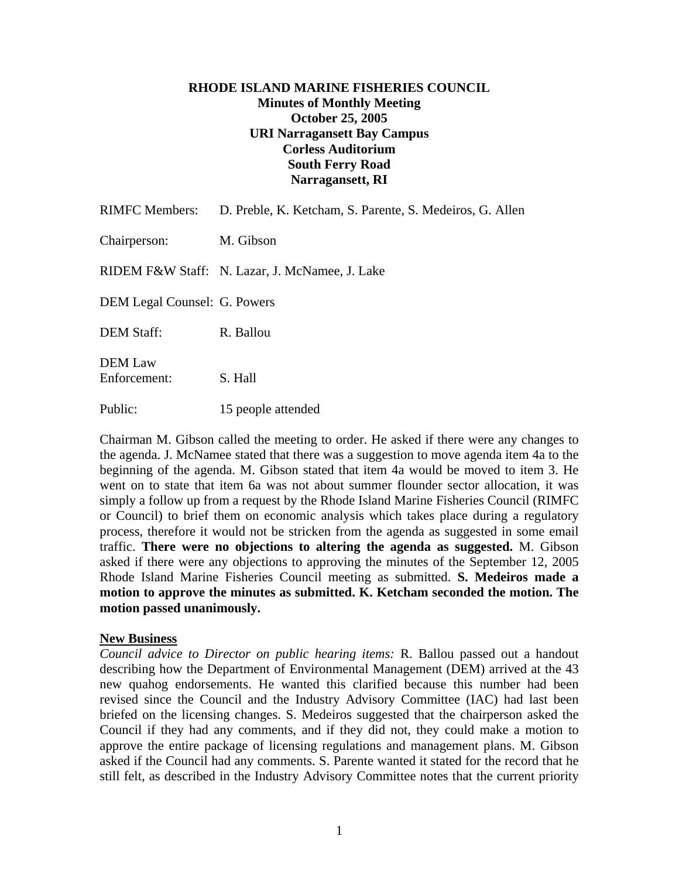**RHODE ISLAND MARINE FISHERIES COUNCIL**
**Minutes of Monthly Meeting**
**October 25, 2005**
**URI Narragansett Bay Campus**
**Corless Auditorium**
**South Ferry Road**
**Narragansett, RI**

RIMFC Members: D. Preble, K. Ketcham, S. Parente, S. Medeiros, G. Allen

Chairperson: M. Gibson

RIDEM F&W Staff: N. Lazar, J. McNamee, J. Lake

DEM Legal Counsel: G. Powers

DEM Staff: R. Ballou

DEM Law Enforcement: S. Hall

Public: 15 people attended

Chairman M. Gibson called the meeting to order. He asked if there were any changes to the agenda. J. McNamee stated that there was a suggestion to move agenda item 4a to the beginning of the agenda. M. Gibson stated that item 4a would be moved to item 3. He went on to state that item 6a was not about summer flounder sector allocation, it was simply a follow up from a request by the Rhode Island Marine Fisheries Council (RIMFC or Council) to brief them on economic analysis which takes place during a regulatory process, therefore it would not be stricken from the agenda as suggested in some email traffic. **There were no objections to altering the agenda as suggested.** M. Gibson asked if there were any objections to approving the minutes of the September 12, 2005 Rhode Island Marine Fisheries Council meeting as submitted. **S. Medeiros made a motion to approve the minutes as submitted. K. Ketcham seconded the motion. The motion passed unanimously.**

**New Business**

*Council advice to Director on public hearing items:* R. Ballou passed out a handout describing how the Department of Environmental Management (DEM) arrived at the 43 new quahog endorsements. He wanted this clarified because this number had been revised since the Council and the Industry Advisory Committee (IAC) had last been briefed on the licensing changes. S. Medeiros suggested that the chairperson asked the Council if they had any comments, and if they did not, they could make a motion to approve the entire package of licensing regulations and management plans. M. Gibson asked if the Council had any comments. S. Parente wanted it stated for the record that he still felt, as described in the Industry Advisory Committee notes that the current priority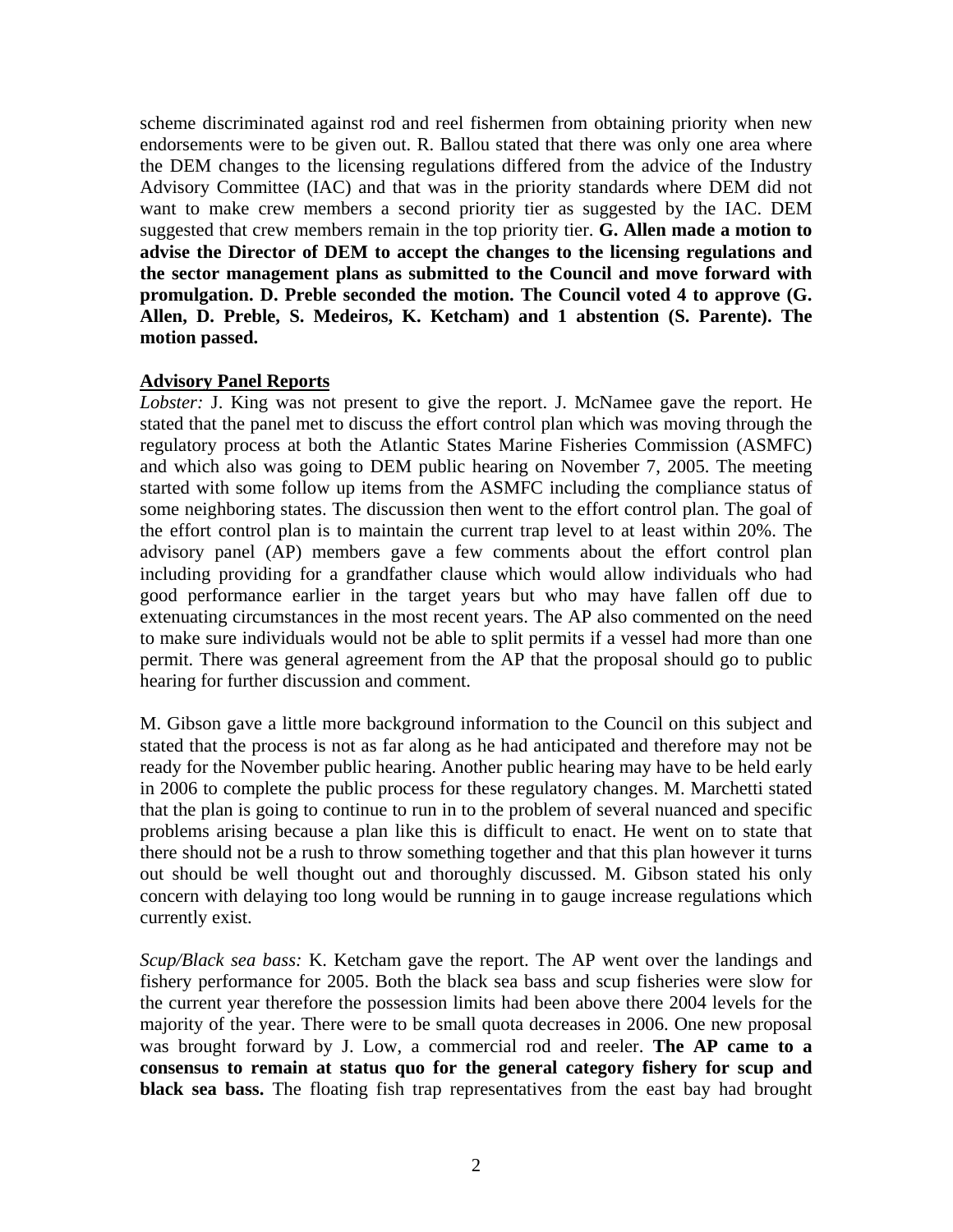scheme discriminated against rod and reel fishermen from obtaining priority when new endorsements were to be given out. R. Ballou stated that there was only one area where the DEM changes to the licensing regulations differed from the advice of the Industry Advisory Committee (IAC) and that was in the priority standards where DEM did not want to make crew members a second priority tier as suggested by the IAC. DEM suggested that crew members remain in the top priority tier. **G. Allen made a motion to advise the Director of DEM to accept the changes to the licensing regulations and the sector management plans as submitted to the Council and move forward with promulgation. D. Preble seconded the motion. The Council voted 4 to approve (G. Allen, D. Preble, S. Medeiros, K. Ketcham) and 1 abstention (S. Parente). The motion passed.**

**Advisory Panel Reports**

*Lobster:* J. King was not present to give the report. J. McNamee gave the report. He stated that the panel met to discuss the effort control plan which was moving through the regulatory process at both the Atlantic States Marine Fisheries Commission (ASMFC) and which also was going to DEM public hearing on November 7, 2005. The meeting started with some follow up items from the ASMFC including the compliance status of some neighboring states. The discussion then went to the effort control plan. The goal of the effort control plan is to maintain the current trap level to at least within 20%. The advisory panel (AP) members gave a few comments about the effort control plan including providing for a grandfather clause which would allow individuals who had good performance earlier in the target years but who may have fallen off due to extenuating circumstances in the most recent years. The AP also commented on the need to make sure individuals would not be able to split permits if a vessel had more than one permit. There was general agreement from the AP that the proposal should go to public hearing for further discussion and comment.

M. Gibson gave a little more background information to the Council on this subject and stated that the process is not as far along as he had anticipated and therefore may not be ready for the November public hearing. Another public hearing may have to be held early in 2006 to complete the public process for these regulatory changes. M. Marchetti stated that the plan is going to continue to run in to the problem of several nuanced and specific problems arising because a plan like this is difficult to enact. He went on to state that there should not be a rush to throw something together and that this plan however it turns out should be well thought out and thoroughly discussed. M. Gibson stated his only concern with delaying too long would be running in to gauge increase regulations which currently exist.

*Scup/Black sea bass:* K. Ketcham gave the report. The AP went over the landings and fishery performance for 2005. Both the black sea bass and scup fisheries were slow for the current year therefore the possession limits had been above there 2004 levels for the majority of the year. There were to be small quota decreases in 2006. One new proposal was brought forward by J. Low, a commercial rod and reeler. **The AP came to a consensus to remain at status quo for the general category fishery for scup and black sea bass.** The floating fish trap representatives from the east bay had brought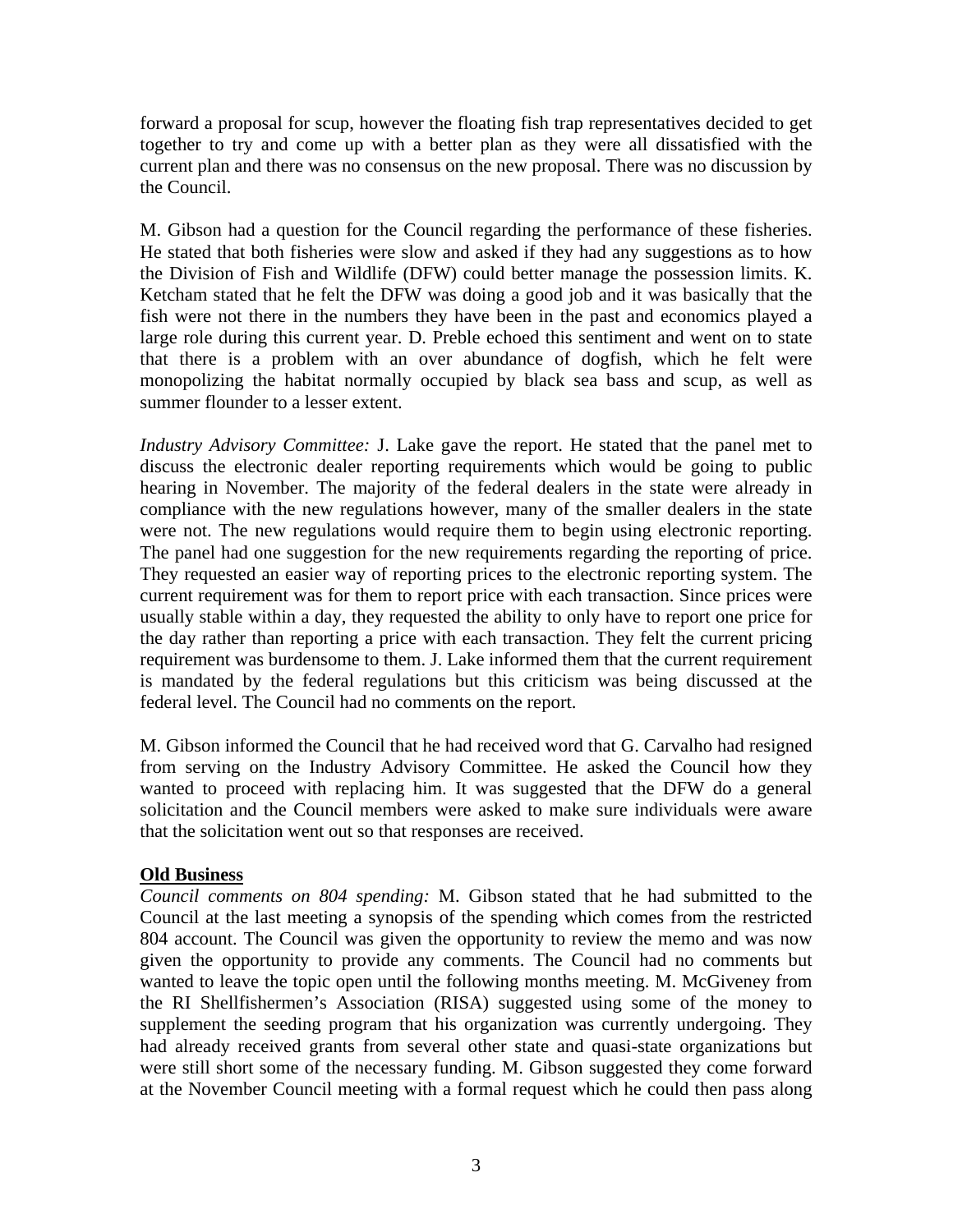forward a proposal for scup, however the floating fish trap representatives decided to get together to try and come up with a better plan as they were all dissatisfied with the current plan and there was no consensus on the new proposal. There was no discussion by the Council.

M. Gibson had a question for the Council regarding the performance of these fisheries. He stated that both fisheries were slow and asked if they had any suggestions as to how the Division of Fish and Wildlife (DFW) could better manage the possession limits. K. Ketcham stated that he felt the DFW was doing a good job and it was basically that the fish were not there in the numbers they have been in the past and economics played a large role during this current year. D. Preble echoed this sentiment and went on to state that there is a problem with an over abundance of dogfish, which he felt were monopolizing the habitat normally occupied by black sea bass and scup, as well as summer flounder to a lesser extent.

*Industry Advisory Committee:* J. Lake gave the report. He stated that the panel met to discuss the electronic dealer reporting requirements which would be going to public hearing in November. The majority of the federal dealers in the state were already in compliance with the new regulations however, many of the smaller dealers in the state were not. The new regulations would require them to begin using electronic reporting. The panel had one suggestion for the new requirements regarding the reporting of price. They requested an easier way of reporting prices to the electronic reporting system. The current requirement was for them to report price with each transaction. Since prices were usually stable within a day, they requested the ability to only have to report one price for the day rather than reporting a price with each transaction. They felt the current pricing requirement was burdensome to them. J. Lake informed them that the current requirement is mandated by the federal regulations but this criticism was being discussed at the federal level. The Council had no comments on the report.

M. Gibson informed the Council that he had received word that G. Carvalho had resigned from serving on the Industry Advisory Committee. He asked the Council how they wanted to proceed with replacing him. It was suggested that the DFW do a general solicitation and the Council members were asked to make sure individuals were aware that the solicitation went out so that responses are received.

**Old Business**

*Council comments on 804 spending:* M. Gibson stated that he had submitted to the Council at the last meeting a synopsis of the spending which comes from the restricted 804 account. The Council was given the opportunity to review the memo and was now given the opportunity to provide any comments. The Council had no comments but wanted to leave the topic open until the following months meeting. M. McGiveney from the RI Shellfishermen's Association (RISA) suggested using some of the money to supplement the seeding program that his organization was currently undergoing. They had already received grants from several other state and quasi-state organizations but were still short some of the necessary funding. M. Gibson suggested they come forward at the November Council meeting with a formal request which he could then pass along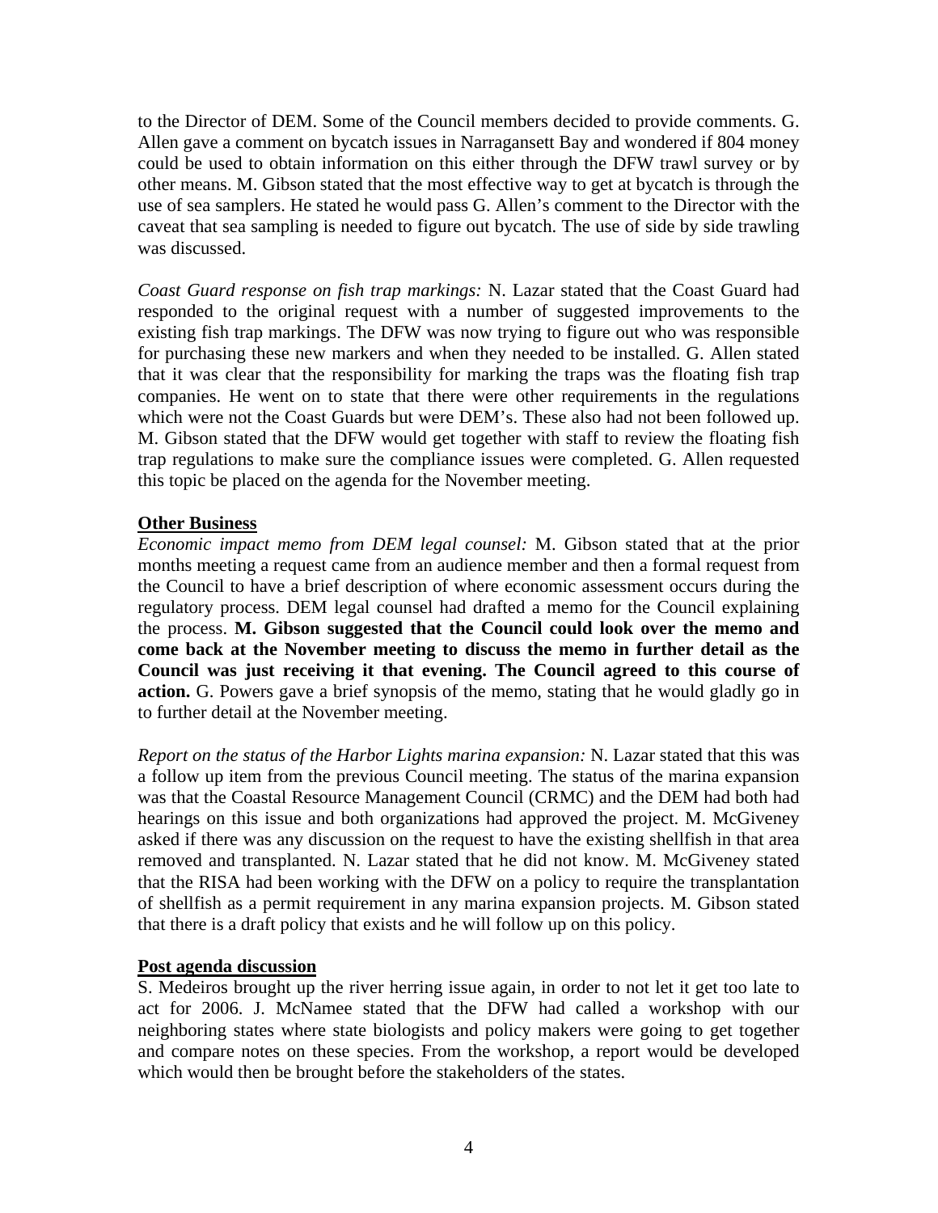to the Director of DEM. Some of the Council members decided to provide comments. G. Allen gave a comment on bycatch issues in Narragansett Bay and wondered if 804 money could be used to obtain information on this either through the DFW trawl survey or by other means. M. Gibson stated that the most effective way to get at bycatch is through the use of sea samplers. He stated he would pass G. Allen's comment to the Director with the caveat that sea sampling is needed to figure out bycatch. The use of side by side trawling was discussed.

*Coast Guard response on fish trap markings:* N. Lazar stated that the Coast Guard had responded to the original request with a number of suggested improvements to the existing fish trap markings. The DFW was now trying to figure out who was responsible for purchasing these new markers and when they needed to be installed. G. Allen stated that it was clear that the responsibility for marking the traps was the floating fish trap companies. He went on to state that there were other requirements in the regulations which were not the Coast Guards but were DEM's. These also had not been followed up. M. Gibson stated that the DFW would get together with staff to review the floating fish trap regulations to make sure the compliance issues were completed. G. Allen requested this topic be placed on the agenda for the November meeting.

## Other Business

*Economic impact memo from DEM legal counsel:* M. Gibson stated that at the prior months meeting a request came from an audience member and then a formal request from the Council to have a brief description of where economic assessment occurs during the regulatory process. DEM legal counsel had drafted a memo for the Council explaining the process. **M. Gibson suggested that the Council could look over the memo and come back at the November meeting to discuss the memo in further detail as the Council was just receiving it that evening. The Council agreed to this course of action.** G. Powers gave a brief synopsis of the memo, stating that he would gladly go in to further detail at the November meeting.

*Report on the status of the Harbor Lights marina expansion:* N. Lazar stated that this was a follow up item from the previous Council meeting. The status of the marina expansion was that the Coastal Resource Management Council (CRMC) and the DEM had both had hearings on this issue and both organizations had approved the project. M. McGiveney asked if there was any discussion on the request to have the existing shellfish in that area removed and transplanted. N. Lazar stated that he did not know. M. McGiveney stated that the RISA had been working with the DFW on a policy to require the transplantation of shellfish as a permit requirement in any marina expansion projects. M. Gibson stated that there is a draft policy that exists and he will follow up on this policy.

## Post agenda discussion

S. Medeiros brought up the river herring issue again, in order to not let it get too late to act for 2006. J. McNamee stated that the DFW had called a workshop with our neighboring states where state biologists and policy makers were going to get together and compare notes on these species. From the workshop, a report would be developed which would then be brought before the stakeholders of the states.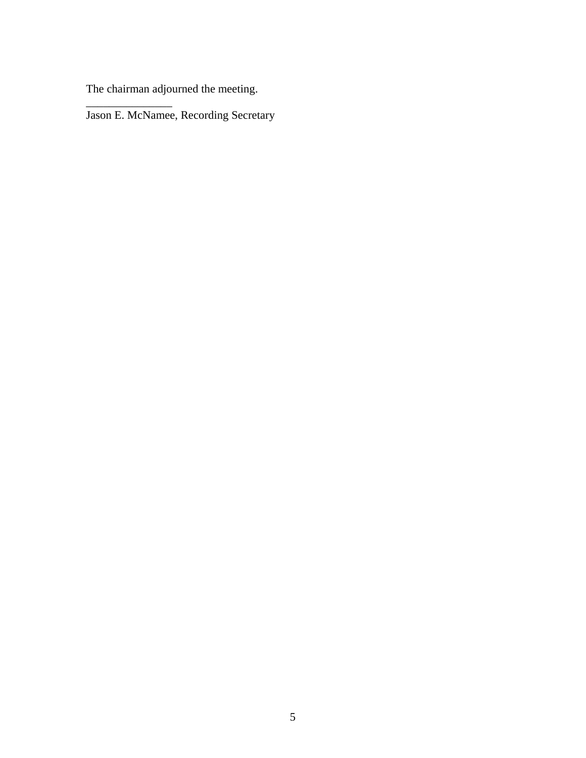The chairman adjourned the meeting.

_______________

Jason E. McNamee, Recording Secretary